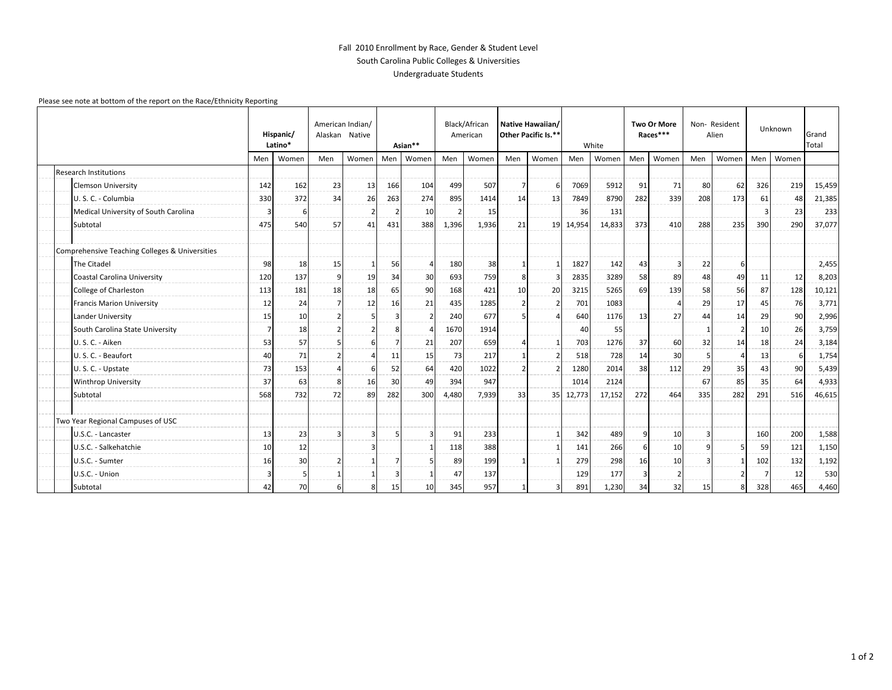# Fall 2010 Enrollment by Race, Gender & Student Level
## South Carolina Public Colleges & Universities
## Undergraduate Students

Please see note at bottom of the report on the Race/Ethnicity Reporting

| | **Hispanic/ Latino*** | | American Indian/ Alaskan Native | | **Asian**** | | Black/African American | | **Native Hawaiian/ Other Pacific Is.**** | | White | | **Two Or More Races***** | | Non- Resident Alien | | Unknown | | Grand Total |
|---|---|---|---|---|---|---|---|---|---|---|---|---|---|---|---|---|---|---|---|
| | Men | Women | Men | Women | Men | Women | Men | Women | Men | Women | Men | Women | Men | Women | Men | Women | Men | Women | |
| Research Institutions | | | | | | | | | | | | | | | | | | | |
| Clemson University | 142 | 162 | 23 | 13 | 166 | 104 | 499 | 507 | 7 | 6 | 7069 | 5912 | 91 | 71 | 80 | 62 | 326 | 219 | 15,459 |
| U. S. C. - Columbia | 330 | 372 | 34 | 26 | 263 | 274 | 895 | 1414 | 14 | 13 | 7849 | 8790 | 282 | 339 | 208 | 173 | 61 | 48 | 21,385 |
| Medical University of South Carolina | 3 | 6 | | 2 | 2 | 10 | 2 | 15 | | | 36 | 131 | | | | | 3 | 23 | 233 |
| Subtotal | 475 | 540 | 57 | 41 | 431 | 388 | 1,396 | 1,936 | 21 | 19 | 14,954 | 14,833 | 373 | 410 | 288 | 235 | 390 | 290 | 37,077 |
| Comprehensive Teaching Colleges & Universities | | | | | | | | | | | | | | | | | | | |
| The Citadel | 98 | 18 | 15 | 1 | 56 | 4 | 180 | 38 | 1 | 1 | 1827 | 142 | 43 | 3 | 22 | 6 | | | 2,455 |
| Coastal Carolina University | 120 | 137 | 9 | 19 | 34 | 30 | 693 | 759 | 8 | 3 | 2835 | 3289 | 58 | 89 | 48 | 49 | 11 | 12 | 8,203 |
| College of Charleston | 113 | 181 | 18 | 18 | 65 | 90 | 168 | 421 | 10 | 20 | 3215 | 5265 | 69 | 139 | 58 | 56 | 87 | 128 | 10,121 |
| Francis Marion University | 12 | 24 | 7 | 12 | 16 | 21 | 435 | 1285 | 2 | 2 | 701 | 1083 | | 4 | 29 | 17 | 45 | 76 | 3,771 |
| Lander University | 15 | 10 | 2 | 5 | 3 | 2 | 240 | 677 | 5 | 4 | 640 | 1176 | 13 | 27 | 44 | 14 | 29 | 90 | 2,996 |
| South Carolina State University | 7 | 18 | 2 | 2 | 8 | 4 | 1670 | 1914 | | | 40 | 55 | | | 1 | 2 | 10 | 26 | 3,759 |
| U. S. C. - Aiken | 53 | 57 | 5 | 6 | 7 | 21 | 207 | 659 | 4 | 1 | 703 | 1276 | 37 | 60 | 32 | 14 | 18 | 24 | 3,184 |
| U. S. C. - Beaufort | 40 | 71 | 2 | 4 | 11 | 15 | 73 | 217 | 1 | 2 | 518 | 728 | 14 | 30 | 5 | 4 | 13 | 6 | 1,754 |
| U. S. C. - Upstate | 73 | 153 | 4 | 6 | 52 | 64 | 420 | 1022 | 2 | 2 | 1280 | 2014 | 38 | 112 | 29 | 35 | 43 | 90 | 5,439 |
| Winthrop University | 37 | 63 | 8 | 16 | 30 | 49 | 394 | 947 | | | 1014 | 2124 | | | 67 | 85 | 35 | 64 | 4,933 |
| Subtotal | 568 | 732 | 72 | 89 | 282 | 300 | 4,480 | 7,939 | 33 | 35 | 12,773 | 17,152 | 272 | 464 | 335 | 282 | 291 | 516 | 46,615 |
| Two Year Regional Campuses of USC | | | | | | | | | | | | | | | | | | | |
| U.S.C. - Lancaster | 13 | 23 | 3 | 3 | 5 | 3 | 91 | 233 | | 1 | 342 | 489 | 9 | 10 | 3 | | 160 | 200 | 1,588 |
| U.S.C. - Salkehatchie | 10 | 12 | | 3 | | 1 | 118 | 388 | | 1 | 141 | 266 | 6 | 10 | 9 | 5 | 59 | 121 | 1,150 |
| U.S.C. - Sumter | 16 | 30 | 2 | 1 | 7 | 5 | 89 | 199 | 1 | 1 | 279 | 298 | 16 | 10 | 3 | 1 | 102 | 132 | 1,192 |
| U.S.C. - Union | 3 | 5 | 1 | 1 | 3 | 1 | 47 | 137 | | | 129 | 177 | 3 | 2 | | 2 | 7 | 12 | 530 |
| Subtotal | 42 | 70 | 6 | 8 | 15 | 10 | 345 | 957 | 1 | 3 | 891 | 1,230 | 34 | 32 | 15 | 8 | 328 | 465 | 4,460 |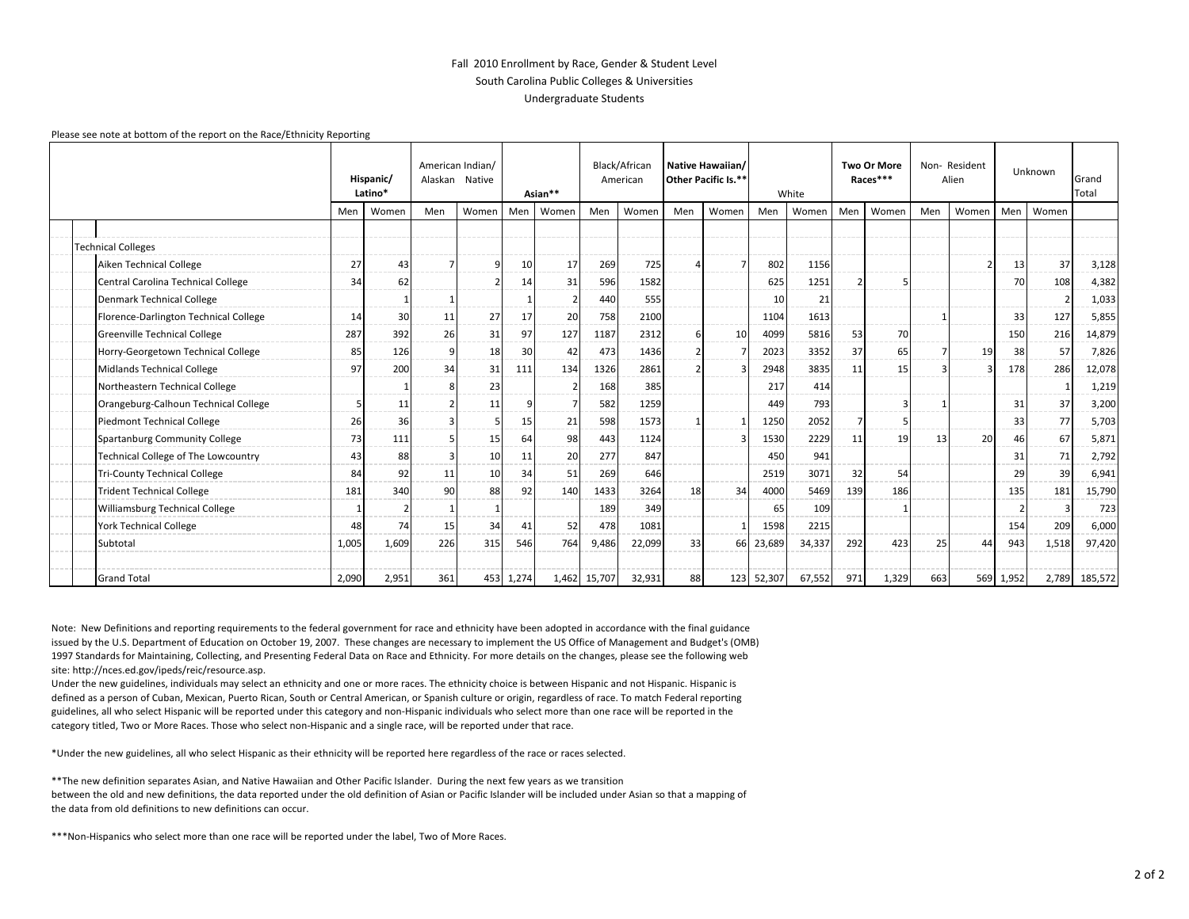Fall 2010 Enrollment by Race, Gender & Student Level
South Carolina Public Colleges & Universities
Undergraduate Students

Please see note at bottom of the report on the Race/Ethnicity Reporting

| | Hispanic/ Latino* | | American Indian/ Alaskan Native | | Asian** | | Black/African American | | Native Hawaiian/ Other Pacific Is.** | | White | | Two Or More Races*** | | Non- Resident Alien | | Unknown | | Grand Total |
|---|---|---|---|---|---|---|---|---|---|---|---|---|---|---|---|---|---|---|---|
| | Men | Women | Men | Women | Men | Women | Men | Women | Men | Women | Men | Women | Men | Women | Men | Women | Men | Women | |
| Technical Colleges | | | | | | | | | | | | | | | | | | | |
| Aiken Technical College | 27 | 43 | 7 | 9 | 10 | 17 | 269 | 725 | 4 | 7 | 802 | 1156 | | | | 2 | 13 | 37 | 3,128 |
| Central Carolina Technical College | 34 | 62 | | 2 | 14 | 31 | 596 | 1582 | | | 625 | 1251 | 2 | 5 | | | 70 | 108 | 4,382 |
| Denmark Technical College | | 1 | 1 | | 1 | 2 | 440 | 555 | | | 10 | 21 | | | | | | 2 | 1,033 |
| Florence-Darlington Technical College | 14 | 30 | 11 | 27 | 17 | 20 | 758 | 2100 | | | 1104 | 1613 | | | 1 | | 33 | 127 | 5,855 |
| Greenville Technical College | 287 | 392 | 26 | 31 | 97 | 127 | 1187 | 2312 | 6 | 10 | 4099 | 5816 | 53 | 70 | | | 150 | 216 | 14,879 |
| Horry-Georgetown Technical College | 85 | 126 | 9 | 18 | 30 | 42 | 473 | 1436 | 2 | 7 | 2023 | 3352 | 37 | 65 | 7 | 19 | 38 | 57 | 7,826 |
| Midlands Technical College | 97 | 200 | 34 | 31 | 111 | 134 | 1326 | 2861 | 2 | 3 | 2948 | 3835 | 11 | 15 | 3 | 3 | 178 | 286 | 12,078 |
| Northeastern Technical College | | 1 | 8 | 23 | | 2 | 168 | 385 | | | 217 | 414 | | | | | | 1 | 1,219 |
| Orangeburg-Calhoun Technical College | 5 | 11 | 2 | 11 | 9 | 7 | 582 | 1259 | | | 449 | 793 | | 3 | 1 | | 31 | 37 | 3,200 |
| Piedmont Technical College | 26 | 36 | 3 | 5 | 15 | 21 | 598 | 1573 | 1 | 1 | 1250 | 2052 | 7 | 5 | | | 33 | 77 | 5,703 |
| Spartanburg Community College | 73 | 111 | 5 | 15 | 64 | 98 | 443 | 1124 | | 3 | 1530 | 2229 | 11 | 19 | 13 | 20 | 46 | 67 | 5,871 |
| Technical College of The Lowcountry | 43 | 88 | 3 | 10 | 11 | 20 | 277 | 847 | | | 450 | 941 | | | | | 31 | 71 | 2,792 |
| Tri-County Technical College | 84 | 92 | 11 | 10 | 34 | 51 | 269 | 646 | | | 2519 | 3071 | 32 | 54 | | | 29 | 39 | 6,941 |
| Trident Technical College | 181 | 340 | 90 | 88 | 92 | 140 | 1433 | 3264 | 18 | 34 | 4000 | 5469 | 139 | 186 | | | 135 | 181 | 15,790 |
| Williamsburg Technical College | 1 | 2 | 1 | 1 | | | 189 | 349 | | | 65 | 109 | | 1 | | | 2 | 3 | 723 |
| York Technical College | 48 | 74 | 15 | 34 | 41 | 52 | 478 | 1081 | | 1 | 1598 | 2215 | | | | | 154 | 209 | 6,000 |
| Subtotal | 1,005 | 1,609 | 226 | 315 | 546 | 764 | 9,486 | 22,099 | 33 | 66 | 23,689 | 34,337 | 292 | 423 | 25 | 44 | 943 | 1,518 | 97,420 |
| Grand Total | 2,090 | 2,951 | 361 | 453 | 1,274 | 1,462 | 15,707 | 32,931 | 88 | 123 | 52,307 | 67,552 | 971 | 1,329 | 663 | 569 | 1,952 | 2,789 | 185,572 |

Note: New Definitions and reporting requirements to the federal government for race and ethnicity have been adopted in accordance with the final guidance issued by the U.S. Department of Education on October 19, 2007. These changes are necessary to implement the US Office of Management and Budget's (OMB) 1997 Standards for Maintaining, Collecting, and Presenting Federal Data on Race and Ethnicity. For more details on the changes, please see the following web site: http://nces.ed.gov/ipeds/reic/resource.asp.
Under the new guidelines, individuals may select an ethnicity and one or more races. The ethnicity choice is between Hispanic and not Hispanic. Hispanic is defined as a person of Cuban, Mexican, Puerto Rican, South or Central American, or Spanish culture or origin, regardless of race. To match Federal reporting guidelines, all who select Hispanic will be reported under this category and non-Hispanic individuals who select more than one race will be reported in the category titled, Two or More Races. Those who select non-Hispanic and a single race, will be reported under that race.

*Under the new guidelines, all who select Hispanic as their ethnicity will be reported here regardless of the race or races selected.

**The new definition separates Asian, and Native Hawaiian and Other Pacific Islander. During the next few years as we transition between the old and new definitions, the data reported under the old definition of Asian or Pacific Islander will be included under Asian so that a mapping of the data from old definitions to new definitions can occur.

***Non-Hispanics who select more than one race will be reported under the label, Two of More Races.